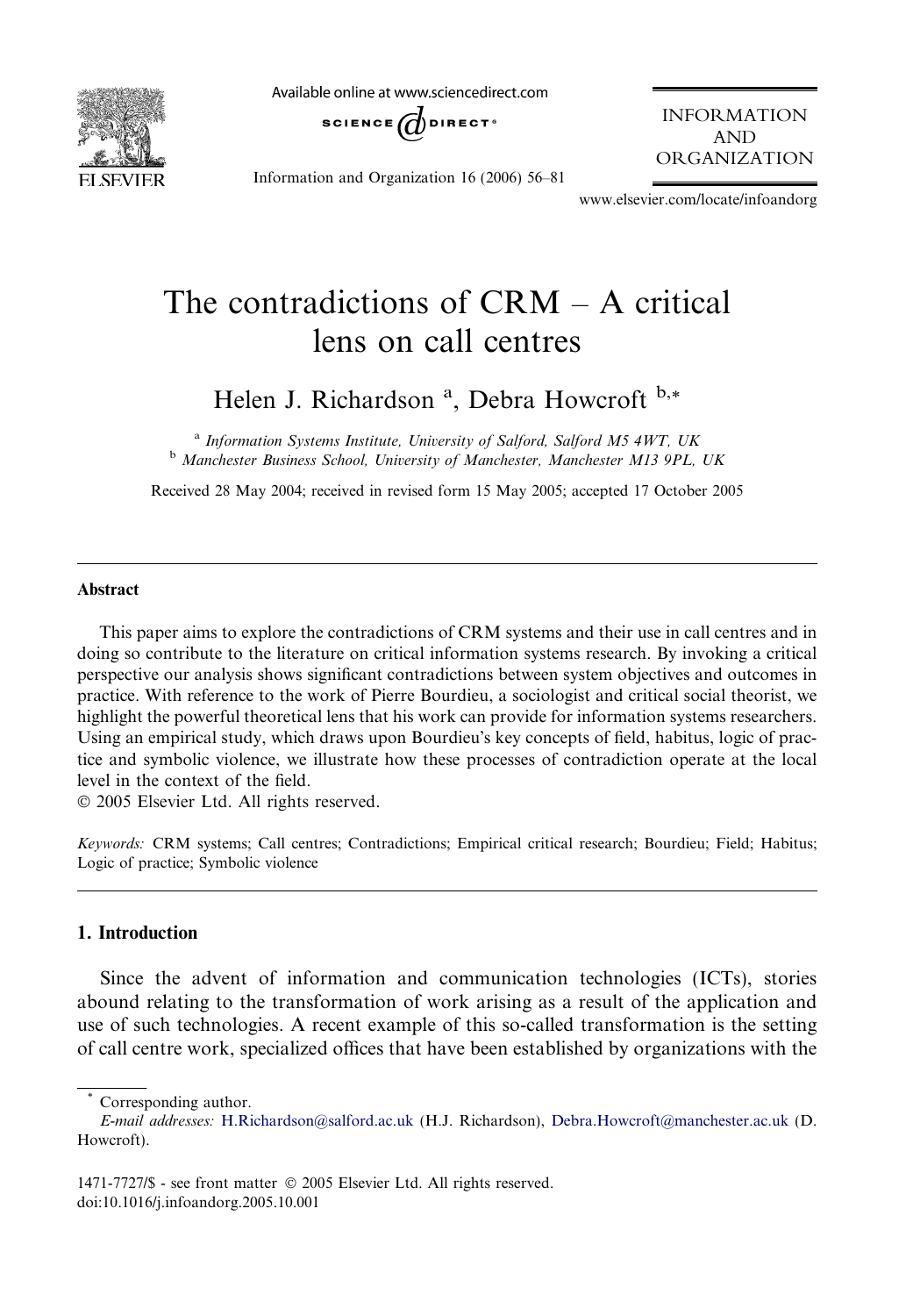# The contradictions of CRM – A critical lens on call centres

Helen J. Richardson [a], Debra Howcroft [b,*]

[a] *Information Systems Institute, University of Salford, Salford M5 4WT, UK*
[b] *Manchester Business School, University of Manchester, Manchester M13 9PL, UK*

Received 28 May 2004; received in revised form 15 May 2005; accepted 17 October 2005

## Abstract

This paper aims to explore the contradictions of CRM systems and their use in call centres and in doing so contribute to the literature on critical information systems research. By invoking a critical perspective our analysis shows significant contradictions between system objectives and outcomes in practice. With reference to the work of Pierre Bourdieu, a sociologist and critical social theorist, we highlight the powerful theoretical lens that his work can provide for information systems researchers. Using an empirical study, which draws upon Bourdieu's key concepts of field, habitus, logic of practice and symbolic violence, we illustrate how these processes of contradiction operate at the local level in the context of the field.

© 2005 Elsevier Ltd. All rights reserved.

*Keywords:* CRM systems; Call centres; Contradictions; Empirical critical research; Bourdieu; Field; Habitus; Logic of practice; Symbolic violence

## 1. Introduction

Since the advent of information and communication technologies (ICTs), stories abound relating to the transformation of work arising as a result of the application and use of such technologies. A recent example of this so-called transformation is the setting of call centre work, specialized offices that have been established by organizations with the

---

* Corresponding author.
*E-mail addresses:* H.Richardson@salford.ac.uk (H.J. Richardson), Debra.Howcroft@manchester.ac.uk (D. Howcroft).

1471-7727/$ - see front matter © 2005 Elsevier Ltd. All rights reserved.
doi:10.1016/j.infoandorg.2005.10.001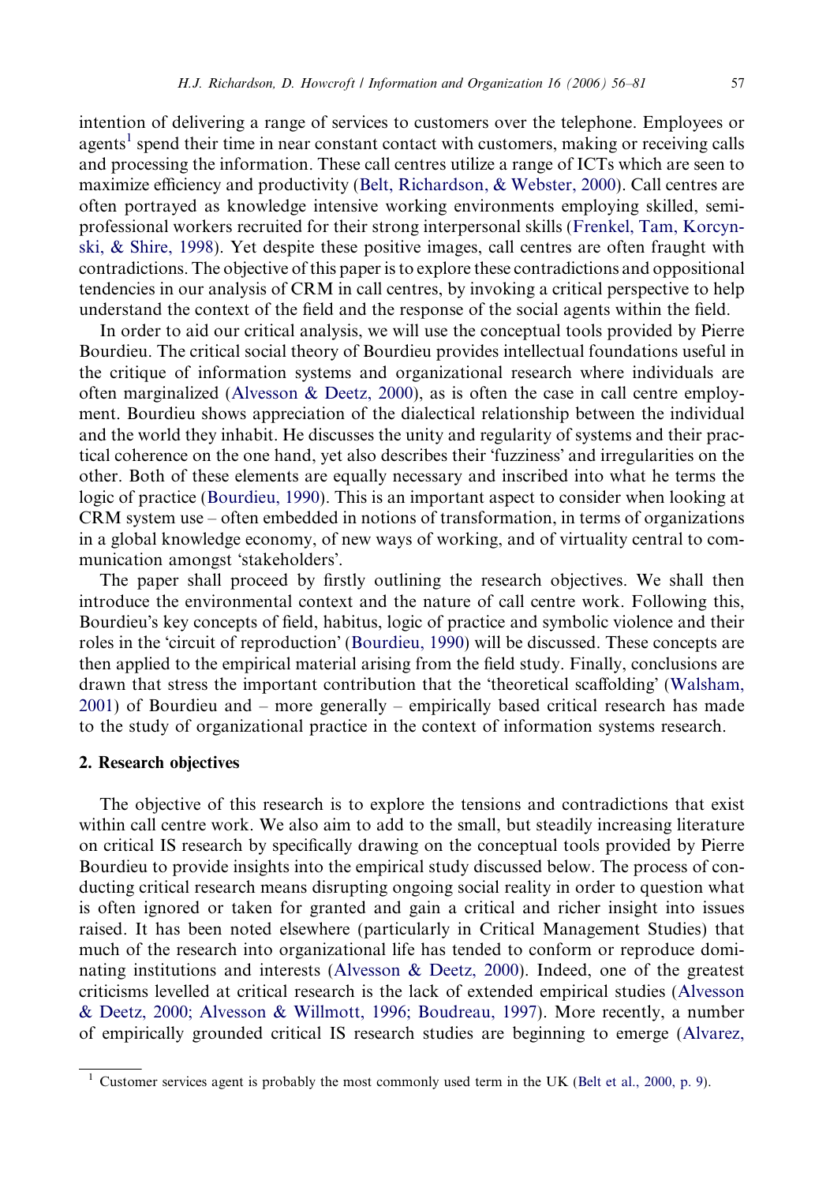intention of delivering a range of services to customers over the telephone. Employees or agents[1] spend their time in near constant contact with customers, making or receiving calls and processing the information. These call centres utilize a range of ICTs which are seen to maximize efficiency and productivity (Belt, Richardson, & Webster, 2000). Call centres are often portrayed as knowledge intensive working environments employing skilled, semi-professional workers recruited for their strong interpersonal skills (Frenkel, Tam, Korczynski, & Shire, 1998). Yet despite these positive images, call centres are often fraught with contradictions. The objective of this paper is to explore these contradictions and oppositional tendencies in our analysis of CRM in call centres, by invoking a critical perspective to help understand the context of the field and the response of the social agents within the field.

In order to aid our critical analysis, we will use the conceptual tools provided by Pierre Bourdieu. The critical social theory of Bourdieu provides intellectual foundations useful in the critique of information systems and organizational research where individuals are often marginalized (Alvesson & Deetz, 2000), as is often the case in call centre employment. Bourdieu shows appreciation of the dialectical relationship between the individual and the world they inhabit. He discusses the unity and regularity of systems and their practical coherence on the one hand, yet also describes their 'fuzziness' and irregularities on the other. Both of these elements are equally necessary and inscribed into what he terms the logic of practice (Bourdieu, 1990). This is an important aspect to consider when looking at CRM system use – often embedded in notions of transformation, in terms of organizations in a global knowledge economy, of new ways of working, and of virtuality central to communication amongst 'stakeholders'.

The paper shall proceed by firstly outlining the research objectives. We shall then introduce the environmental context and the nature of call centre work. Following this, Bourdieu's key concepts of field, habitus, logic of practice and symbolic violence and their roles in the 'circuit of reproduction' (Bourdieu, 1990) will be discussed. These concepts are then applied to the empirical material arising from the field study. Finally, conclusions are drawn that stress the important contribution that the 'theoretical scaffolding' (Walsham, 2001) of Bourdieu and – more generally – empirically based critical research has made to the study of organizational practice in the context of information systems research.

## 2. Research objectives

The objective of this research is to explore the tensions and contradictions that exist within call centre work. We also aim to add to the small, but steadily increasing literature on critical IS research by specifically drawing on the conceptual tools provided by Pierre Bourdieu to provide insights into the empirical study discussed below. The process of conducting critical research means disrupting ongoing social reality in order to question what is often ignored or taken for granted and gain a critical and richer insight into issues raised. It has been noted elsewhere (particularly in Critical Management Studies) that much of the research into organizational life has tended to conform or reproduce dominating institutions and interests (Alvesson & Deetz, 2000). Indeed, one of the greatest criticisms levelled at critical research is the lack of extended empirical studies (Alvesson & Deetz, 2000; Alvesson & Willmott, 1996; Boudreau, 1997). More recently, a number of empirically grounded critical IS research studies are beginning to emerge (Alvarez,

[1] Customer services agent is probably the most commonly used term in the UK (Belt et al., 2000, p. 9).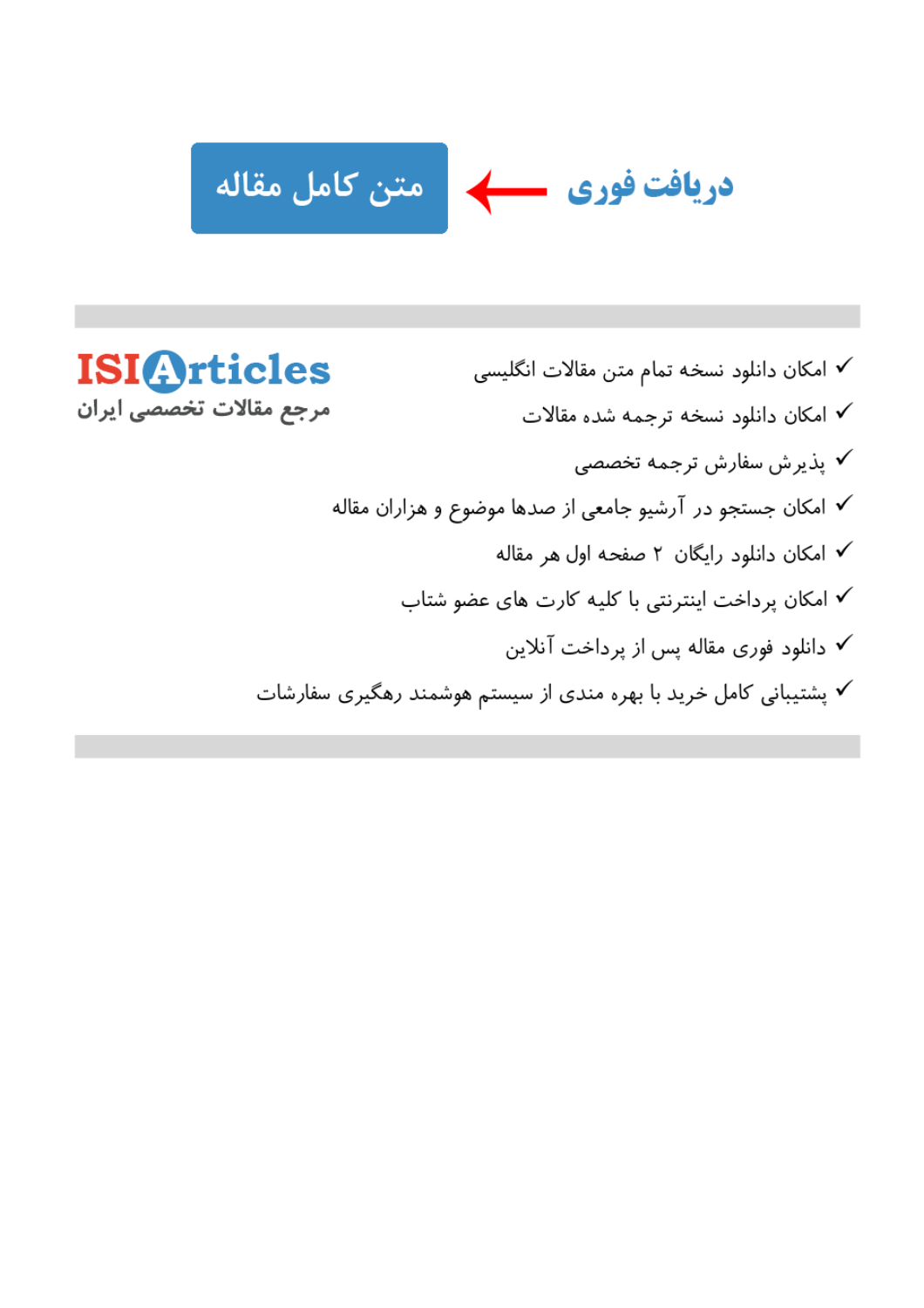دریافت فوری ← **متن کامل مقاله**

**ISIArticles**
مرجع مقالات تخصصی ایران

- ✓ امکان دانلود نسخه تمام متن مقالات انگلیسی
- ✓ امکان دانلود نسخه ترجمه شده مقالات
- ✓ پذیرش سفارش ترجمه تخصصی
- ✓ امکان جستجو در آرشیو جامعی از صدها موضوع و هزاران مقاله
- ✓ امکان دانلود رایگان ۲ صفحه اول هر مقاله
- ✓ امکان پرداخت اینترنتی با کلیه کارت های عضو شتاب
- ✓ دانلود فوری مقاله پس از پرداخت آنلاین
- ✓ پشتیبانی کامل خرید با بهره مندی از سیستم هوشمند رهگیری سفارشات